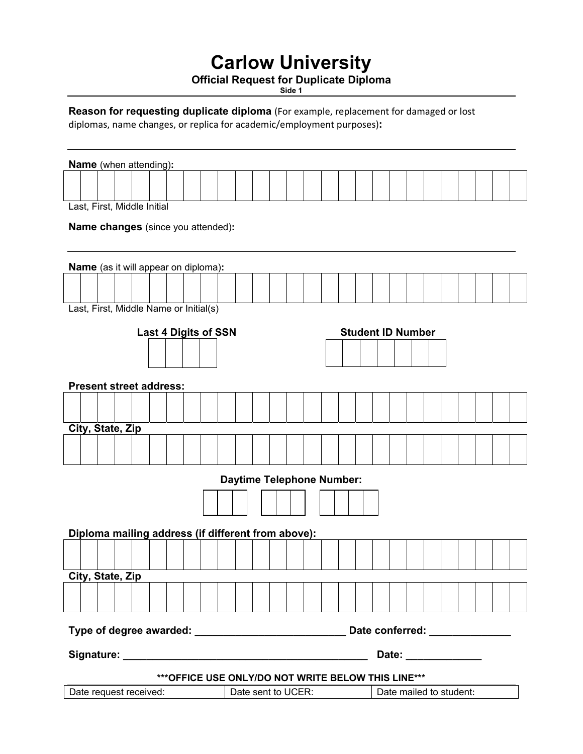# Carlow University

### Official Request for Duplicate Diploma

Side 1

**Reason for requesting duplicate diploma** (For example, replacement for damaged or lost diplomas, name changes, or replica for academic/employment purposes)**:**

---

**Name** (when attending)**:**

Last, First, Middle Initial

**Name changes** (since you attended)**:**

---

**Name** (as it will appear on diploma)**:**

Last, First, Middle Name or Initial(s)

**Last 4 Digits of SSN**

**Student ID Number**

**Present street address:**

**City, State, Zip**

**Daytime Telephone Number:**

**Diploma mailing address (if different from above):**

**City, State, Zip**

**Type of degree awarded:** __________________________ **Date conferred:** ______________

**Signature:** ___________________________________________ **Date:** _____________

**\*\*\*OFFICE USE ONLY/DO NOT WRITE BELOW THIS LINE\*\*\***

| Date request received: | Date sent to UCER: | Date mailed to student: |
|---|---|---|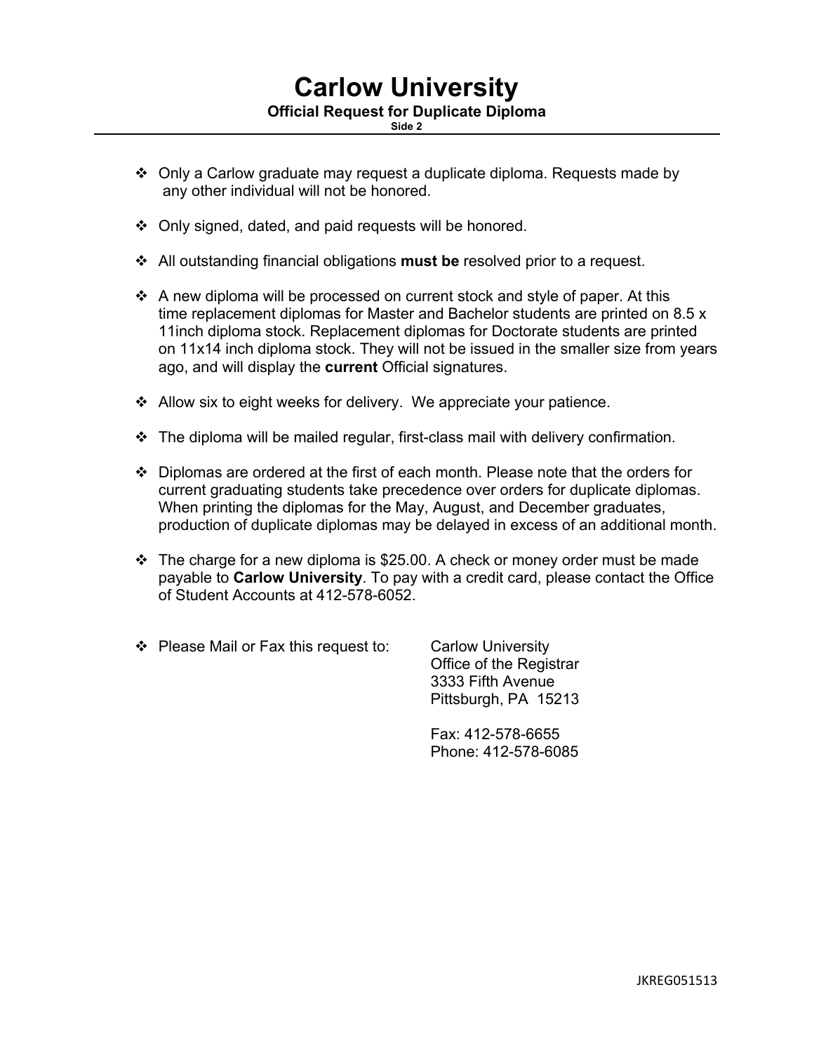# Carlow University

**Official Request for Duplicate Diploma**

**Side 2**

- Only a Carlow graduate may request a duplicate diploma. Requests made by any other individual will not be honored.

- Only signed, dated, and paid requests will be honored.

- All outstanding financial obligations **must be** resolved prior to a request.

- A new diploma will be processed on current stock and style of paper. At this time replacement diplomas for Master and Bachelor students are printed on 8.5 x 11inch diploma stock. Replacement diplomas for Doctorate students are printed on 11x14 inch diploma stock. They will not be issued in the smaller size from years ago, and will display the **current** Official signatures.

- Allow six to eight weeks for delivery. We appreciate your patience.

- The diploma will be mailed regular, first-class mail with delivery confirmation.

- Diplomas are ordered at the first of each month. Please note that the orders for current graduating students take precedence over orders for duplicate diplomas. When printing the diplomas for the May, August, and December graduates, production of duplicate diplomas may be delayed in excess of an additional month.

- The charge for a new diploma is $25.00. A check or money order must be made payable to **Carlow University**. To pay with a credit card, please contact the Office of Student Accounts at 412-578-6052.

- Please Mail or Fax this request to:

  Carlow University
  Office of the Registrar
  3333 Fifth Avenue
  Pittsburgh, PA 15213

  Fax: 412-578-6655
  Phone: 412-578-6085

JKREG051513